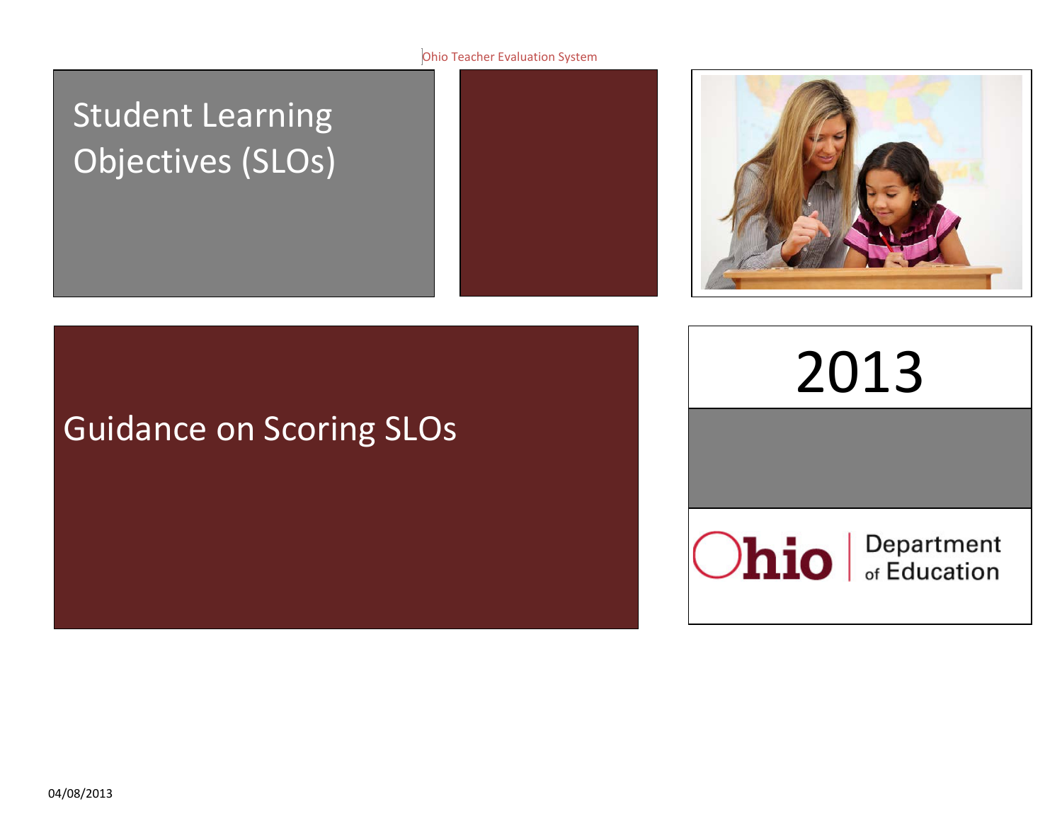Ohio Teacher Evaluation System

# Student Learning Objectives (SLOs)

## Guidance on Scoring SLOs

2013

Ohio Department of Education

04/08/2013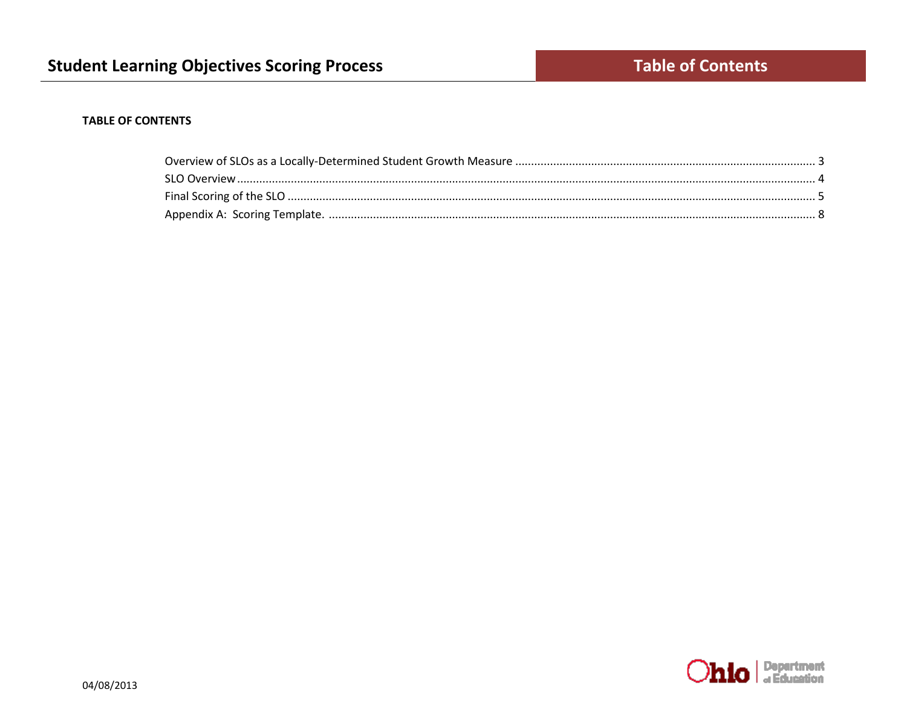**TABLE OF CONTENTS**

Overview of SLOs as a Locally-Determined Student Growth Measure .............................................................................................. 3
SLO Overview ....................................................................................................................................................................................... 4
Final Scoring of the SLO ..................................................................................................................................................................... 5
Appendix A: Scoring Template. ......................................................................................................................................................... 8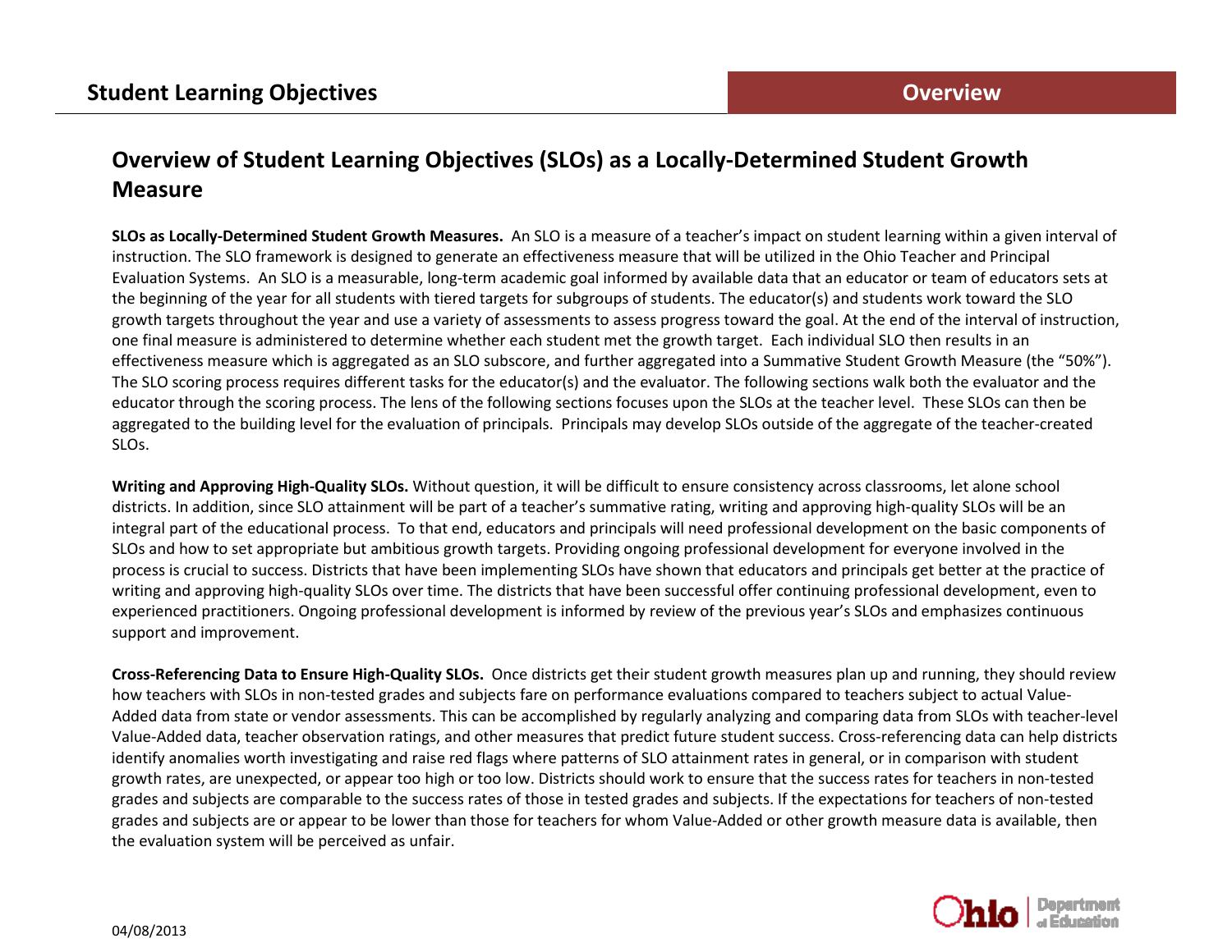# Overview of Student Learning Objectives (SLOs) as a Locally-Determined Student Growth Measure

**SLOs as Locally-Determined Student Growth Measures.** An SLO is a measure of a teacher's impact on student learning within a given interval of instruction. The SLO framework is designed to generate an effectiveness measure that will be utilized in the Ohio Teacher and Principal Evaluation Systems. An SLO is a measurable, long-term academic goal informed by available data that an educator or team of educators sets at the beginning of the year for all students with tiered targets for subgroups of students. The educator(s) and students work toward the SLO growth targets throughout the year and use a variety of assessments to assess progress toward the goal. At the end of the interval of instruction, one final measure is administered to determine whether each student met the growth target. Each individual SLO then results in an effectiveness measure which is aggregated as an SLO subscore, and further aggregated into a Summative Student Growth Measure (the "50%"). The SLO scoring process requires different tasks for the educator(s) and the evaluator. The following sections walk both the evaluator and the educator through the scoring process. The lens of the following sections focuses upon the SLOs at the teacher level. These SLOs can then be aggregated to the building level for the evaluation of principals. Principals may develop SLOs outside of the aggregate of the teacher-created SLOs.

**Writing and Approving High-Quality SLOs.** Without question, it will be difficult to ensure consistency across classrooms, let alone school districts. In addition, since SLO attainment will be part of a teacher's summative rating, writing and approving high-quality SLOs will be an integral part of the educational process. To that end, educators and principals will need professional development on the basic components of SLOs and how to set appropriate but ambitious growth targets. Providing ongoing professional development for everyone involved in the process is crucial to success. Districts that have been implementing SLOs have shown that educators and principals get better at the practice of writing and approving high-quality SLOs over time. The districts that have been successful offer continuing professional development, even to experienced practitioners. Ongoing professional development is informed by review of the previous year's SLOs and emphasizes continuous support and improvement.

**Cross-Referencing Data to Ensure High-Quality SLOs.** Once districts get their student growth measures plan up and running, they should review how teachers with SLOs in non-tested grades and subjects fare on performance evaluations compared to teachers subject to actual Value-Added data from state or vendor assessments. This can be accomplished by regularly analyzing and comparing data from SLOs with teacher-level Value-Added data, teacher observation ratings, and other measures that predict future student success. Cross-referencing data can help districts identify anomalies worth investigating and raise red flags where patterns of SLO attainment rates in general, or in comparison with student growth rates, are unexpected, or appear too high or too low. Districts should work to ensure that the success rates for teachers in non-tested grades and subjects are comparable to the success rates of those in tested grades and subjects. If the expectations for teachers of non-tested grades and subjects are or appear to be lower than those for teachers for whom Value-Added or other growth measure data is available, then the evaluation system will be perceived as unfair.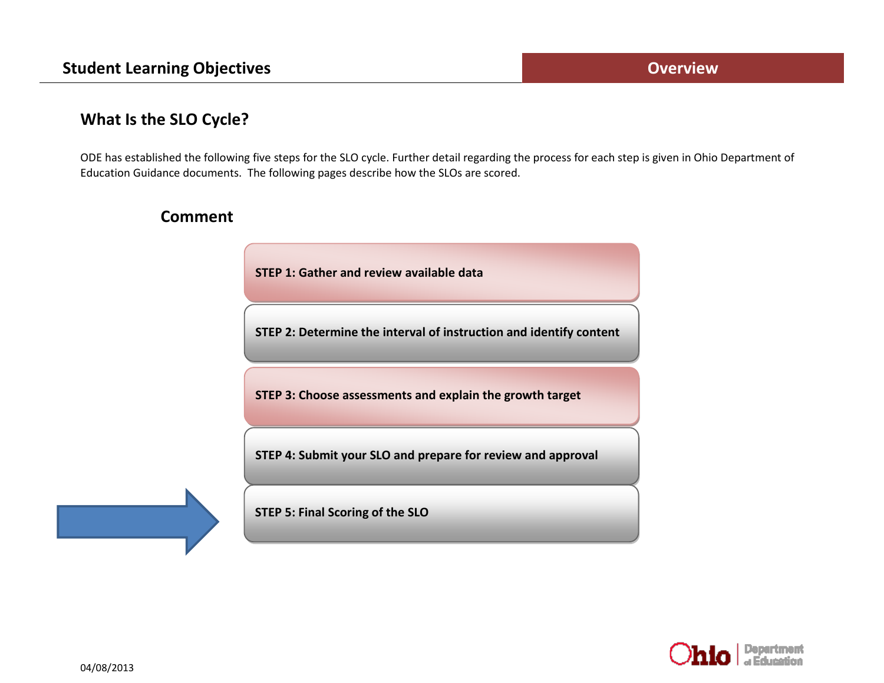## What Is the SLO Cycle?

ODE has established the following five steps for the SLO cycle. Further detail regarding the process for each step is given in Ohio Department of Education Guidance documents. The following pages describe how the SLOs are scored.

### Comment

**STEP 1: Gather and review available data**

**STEP 2: Determine the interval of instruction and identify content**

**STEP 3: Choose assessments and explain the growth target**

**STEP 4: Submit your SLO and prepare for review and approval**

**STEP 5: Final Scoring of the SLO**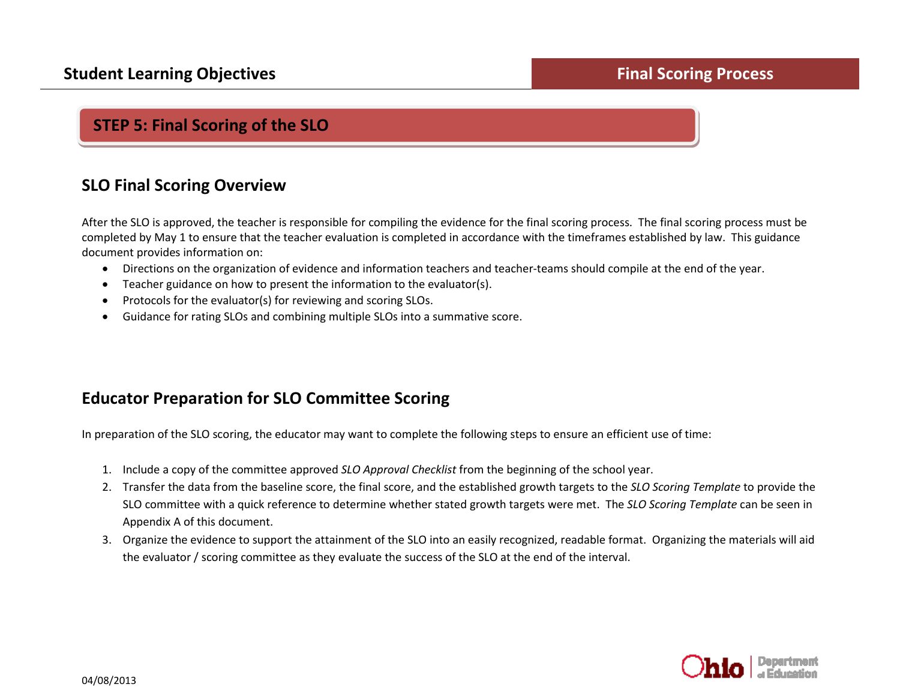## STEP 5: Final Scoring of the SLO

### SLO Final Scoring Overview

After the SLO is approved, the teacher is responsible for compiling the evidence for the final scoring process. The final scoring process must be completed by May 1 to ensure that the teacher evaluation is completed in accordance with the timeframes established by law. This guidance document provides information on:

- Directions on the organization of evidence and information teachers and teacher-teams should compile at the end of the year.
- Teacher guidance on how to present the information to the evaluator(s).
- Protocols for the evaluator(s) for reviewing and scoring SLOs.
- Guidance for rating SLOs and combining multiple SLOs into a summative score.

### Educator Preparation for SLO Committee Scoring

In preparation of the SLO scoring, the educator may want to complete the following steps to ensure an efficient use of time:

1. Include a copy of the committee approved *SLO Approval Checklist* from the beginning of the school year.
2. Transfer the data from the baseline score, the final score, and the established growth targets to the *SLO Scoring Template* to provide the SLO committee with a quick reference to determine whether stated growth targets were met. The *SLO Scoring Template* can be seen in Appendix A of this document.
3. Organize the evidence to support the attainment of the SLO into an easily recognized, readable format. Organizing the materials will aid the evaluator / scoring committee as they evaluate the success of the SLO at the end of the interval.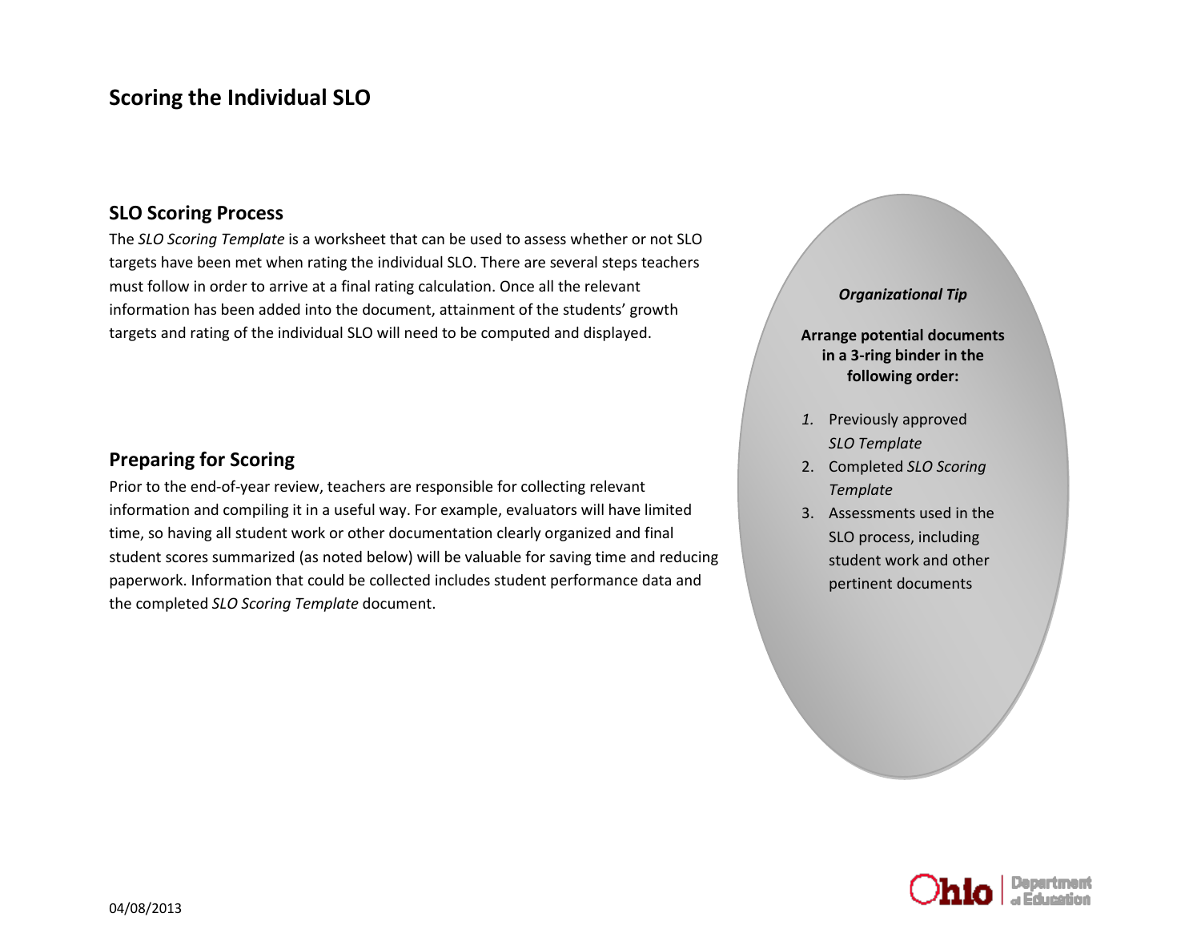# Scoring the Individual SLO

## SLO Scoring Process

The *SLO Scoring Template* is a worksheet that can be used to assess whether or not SLO targets have been met when rating the individual SLO. There are several steps teachers must follow in order to arrive at a final rating calculation. Once all the relevant information has been added into the document, attainment of the students' growth targets and rating of the individual SLO will need to be computed and displayed.

## Preparing for Scoring

Prior to the end-of-year review, teachers are responsible for collecting relevant information and compiling it in a useful way. For example, evaluators will have limited time, so having all student work or other documentation clearly organized and final student scores summarized (as noted below) will be valuable for saving time and reducing paperwork. Information that could be collected includes student performance data and the completed *SLO Scoring Template* document.

***Organizational Tip***

**Arrange potential documents in a 3-ring binder in the following order:**

1. Previously approved *SLO Template*
2. Completed *SLO Scoring Template*
3. Assessments used in the SLO process, including student work and other pertinent documents

04/08/2013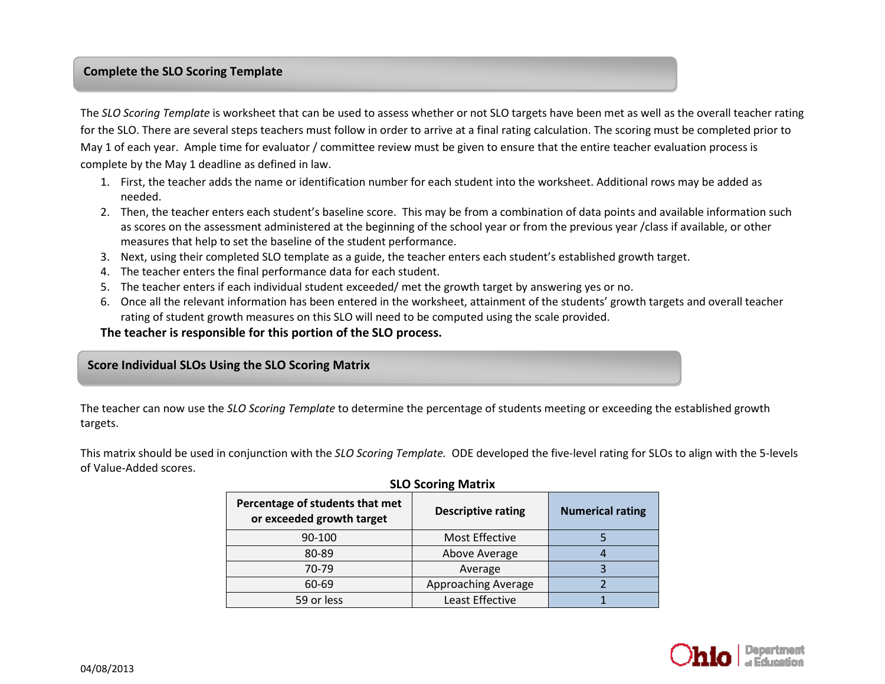## Complete the SLO Scoring Template

The *SLO Scoring Template* is worksheet that can be used to assess whether or not SLO targets have been met as well as the overall teacher rating for the SLO. There are several steps teachers must follow in order to arrive at a final rating calculation. The scoring must be completed prior to May 1 of each year. Ample time for evaluator / committee review must be given to ensure that the entire teacher evaluation process is complete by the May 1 deadline as defined in law.

1. First, the teacher adds the name or identification number for each student into the worksheet. Additional rows may be added as needed.
2. Then, the teacher enters each student's baseline score. This may be from a combination of data points and available information such as scores on the assessment administered at the beginning of the school year or from the previous year /class if available, or other measures that help to set the baseline of the student performance.
3. Next, using their completed SLO template as a guide, the teacher enters each student's established growth target.
4. The teacher enters the final performance data for each student.
5. The teacher enters if each individual student exceeded/ met the growth target by answering yes or no.
6. Once all the relevant information has been entered in the worksheet, attainment of the students' growth targets and overall teacher rating of student growth measures on this SLO will need to be computed using the scale provided.

**The teacher is responsible for this portion of the SLO process.**

## Score Individual SLOs Using the SLO Scoring Matrix

The teacher can now use the *SLO Scoring Template* to determine the percentage of students meeting or exceeding the established growth targets.

This matrix should be used in conjunction with the *SLO Scoring Template.* ODE developed the five-level rating for SLOs to align with the 5-levels of Value-Added scores.

**SLO Scoring Matrix**

| Percentage of students that met or exceeded growth target | Descriptive rating | Numerical rating |
|---|---|---|
| 90-100 | Most Effective | 5 |
| 80-89 | Above Average | 4 |
| 70-79 | Average | 3 |
| 60-69 | Approaching Average | 2 |
| 59 or less | Least Effective | 1 |

04/08/2013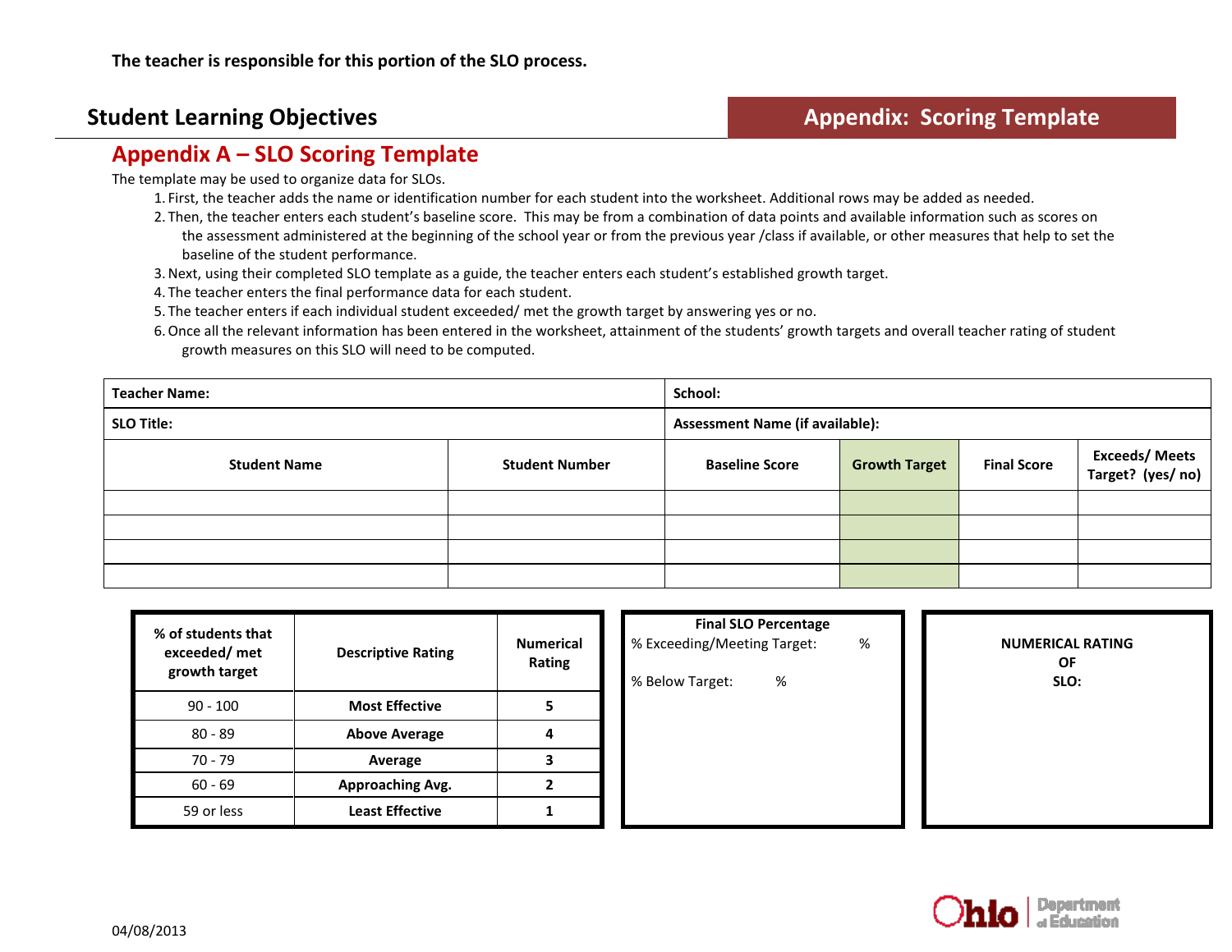The teacher is responsible for this portion of the SLO process.

## Student Learning Objectives

## Appendix: Scoring Template

# Appendix A – SLO Scoring Template

The template may be used to organize data for SLOs.

1. First, the teacher adds the name or identification number for each student into the worksheet. Additional rows may be added as needed.
2. Then, the teacher enters each student's baseline score. This may be from a combination of data points and available information such as scores on the assessment administered at the beginning of the school year or from the previous year /class if available, or other measures that help to set the baseline of the student performance.
3. Next, using their completed SLO template as a guide, the teacher enters each student's established growth target.
4. The teacher enters the final performance data for each student.
5. The teacher enters if each individual student exceeded/ met the growth target by answering yes or no.
6. Once all the relevant information has been entered in the worksheet, attainment of the students' growth targets and overall teacher rating of student growth measures on this SLO will need to be computed.

| **Teacher Name:** | | **School:** | | | |
|---|---|---|---|---|---|
| **SLO Title:** | | **Assessment Name (if available):** | | | |
| **Student Name** | **Student Number** | **Baseline Score** | **Growth Target** | **Final Score** | **Exceeds/ Meets Target? (yes/ no)** |
| | | | | | |
| | | | | | |
| | | | | | |
| | | | | | |

| % of students that exceeded/ met growth target | Descriptive Rating | Numerical Rating |
|---|---|---|
| 90 - 100 | **Most Effective** | **5** |
| 80 - 89 | **Above Average** | **4** |
| 70 - 79 | **Average** | **3** |
| 60 - 69 | **Approaching Avg.** | **2** |
| 59 or less | **Least Effective** | **1** |

**Final SLO Percentage**

% Exceeding/Meeting Target: %

% Below Target: %

**NUMERICAL RATING OF SLO:**

04/08/2013